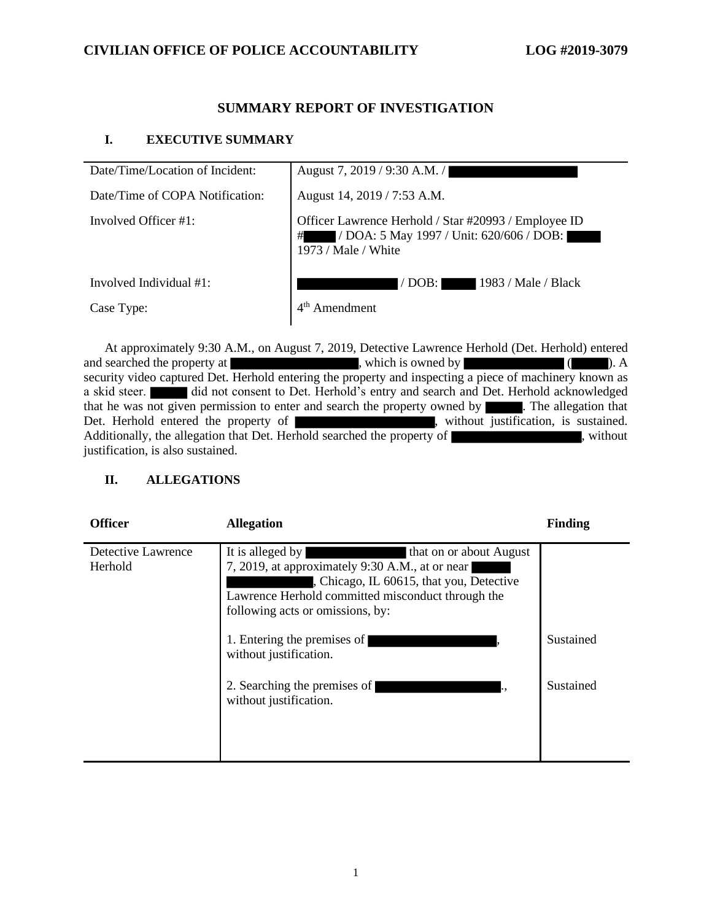**CIVILIAN OFFICE OF POLICE ACCOUNTABILITY** **LOG #2019-3079**

# SUMMARY REPORT OF INVESTIGATION

## I. EXECUTIVE SUMMARY

| | |
|---|---|
| Date/Time/Location of Incident: | August 7, 2019 / 9:30 A.M. / |
| Date/Time of COPA Notification: | August 14, 2019 / 7:53 A.M. |
| Involved Officer #1: | Officer Lawrence Herhold / Star #20993 / Employee ID # / DOA: 5 May 1997 / Unit: 620/606 / DOB: 1973 / Male / White |
| Involved Individual #1: | / DOB: 1983 / Male / Black |
| Case Type: | 4th Amendment |

At approximately 9:30 A.M., on August 7, 2019, Detective Lawrence Herhold (Det. Herhold) entered and searched the property at , which is owned by ( ). A security video captured Det. Herhold entering the property and inspecting a piece of machinery known as a skid steer. did not consent to Det. Herhold's entry and search and Det. Herhold acknowledged that he was not given permission to enter and search the property owned by . The allegation that Det. Herhold entered the property of , without justification, is sustained. Additionally, the allegation that Det. Herhold searched the property of , without justification, is also sustained.

## II. ALLEGATIONS

| Officer | Allegation | Finding |
|---|---|---|
| Detective Lawrence Herhold | It is alleged by that on or about August 7, 2019, at approximately 9:30 A.M., at or near , Chicago, IL 60615, that you, Detective Lawrence Herhold committed misconduct through the following acts or omissions, by: | |
| | 1. Entering the premises of , without justification. | Sustained |
| | 2. Searching the premises of ., without justification. | Sustained |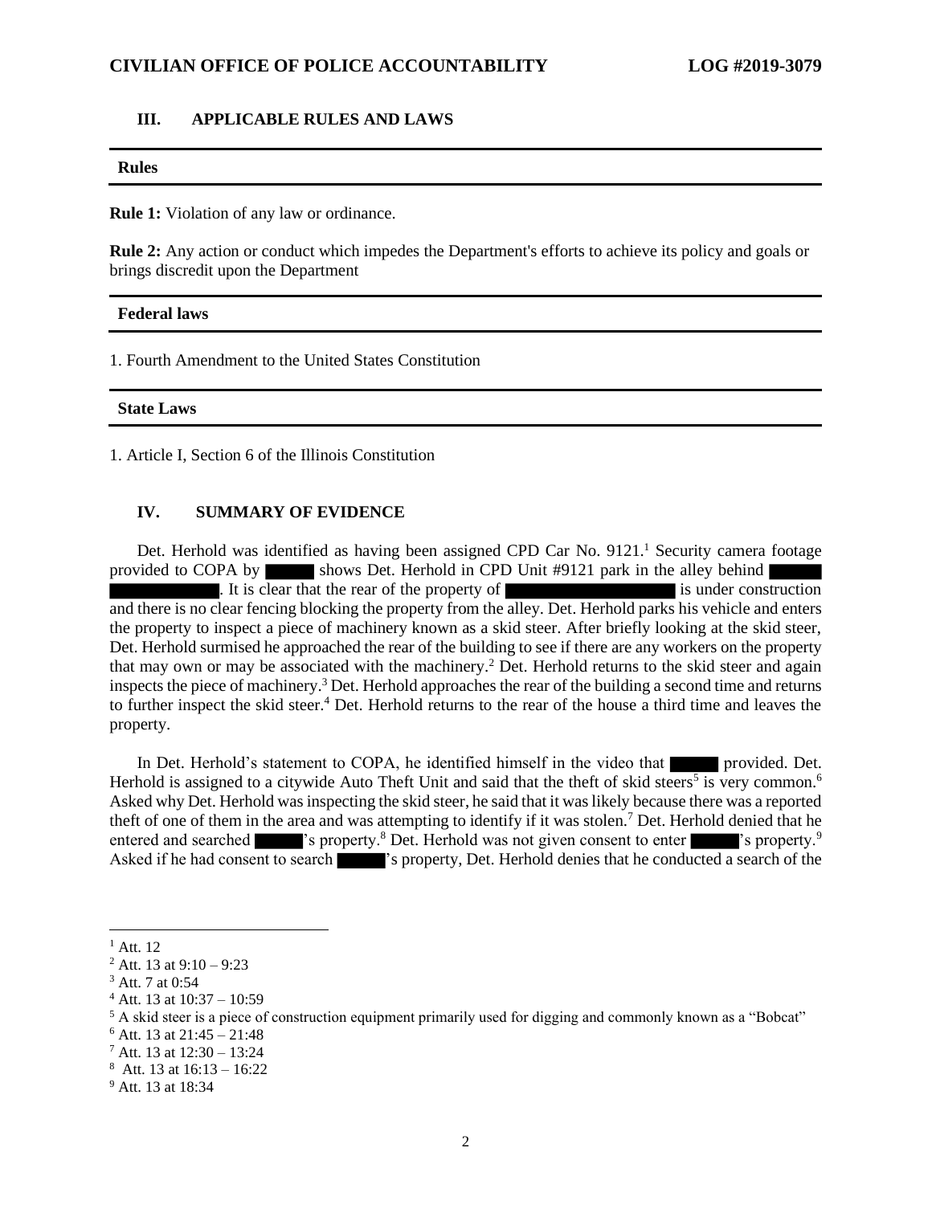## III. APPLICABLE RULES AND LAWS

**Rules**

**Rule 1:** Violation of any law or ordinance.

**Rule 2:** Any action or conduct which impedes the Department's efforts to achieve its policy and goals or brings discredit upon the Department

**Federal laws**

1. Fourth Amendment to the United States Constitution

**State Laws**

1. Article I, Section 6 of the Illinois Constitution

## IV. SUMMARY OF EVIDENCE

Det. Herhold was identified as having been assigned CPD Car No. 9121.[1] Security camera footage provided to COPA by ██████ shows Det. Herhold in CPD Unit #9121 park in the alley behind ██████ ██████████. It is clear that the rear of the property of ████████████████ is under construction and there is no clear fencing blocking the property from the alley. Det. Herhold parks his vehicle and enters the property to inspect a piece of machinery known as a skid steer. After briefly looking at the skid steer, Det. Herhold surmised he approached the rear of the building to see if there are any workers on the property that may own or may be associated with the machinery.[2] Det. Herhold returns to the skid steer and again inspects the piece of machinery.[3] Det. Herhold approaches the rear of the building a second time and returns to further inspect the skid steer.[4] Det. Herhold returns to the rear of the house a third time and leaves the property.

In Det. Herhold's statement to COPA, he identified himself in the video that ██████ provided. Det. Herhold is assigned to a citywide Auto Theft Unit and said that the theft of skid steers[5] is very common.[6] Asked why Det. Herhold was inspecting the skid steer, he said that it was likely because there was a reported theft of one of them in the area and was attempting to identify if it was stolen.[7] Det. Herhold denied that he entered and searched ██████'s property.[8] Det. Herhold was not given consent to enter ██████'s property.[9] Asked if he had consent to search ██████'s property, Det. Herhold denies that he conducted a search of the

---

[1] Att. 12

[2] Att. 13 at 9:10 – 9:23

[3] Att. 7 at 0:54

[4] Att. 13 at 10:37 – 10:59

[5] A skid steer is a piece of construction equipment primarily used for digging and commonly known as a "Bobcat"

[6] Att. 13 at 21:45 – 21:48

[7] Att. 13 at 12:30 – 13:24

[8] Att. 13 at 16:13 – 16:22

[9] Att. 13 at 18:34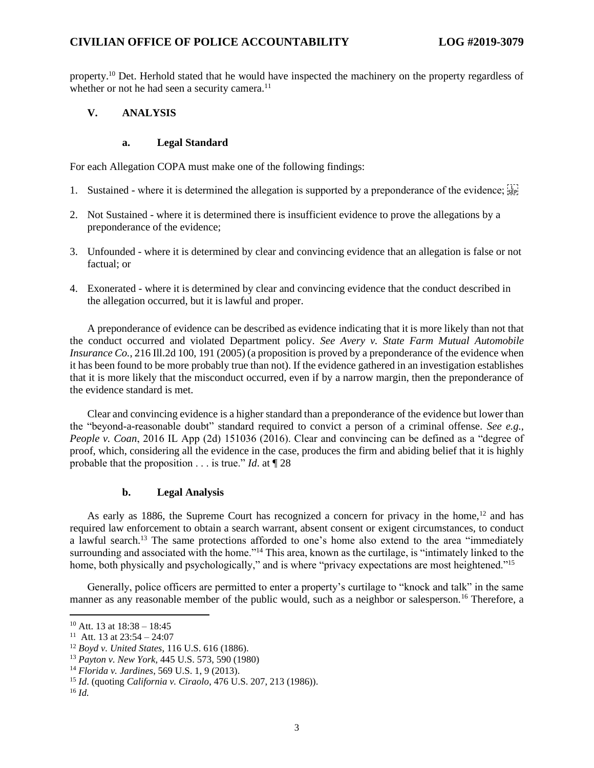property.[10] Det. Herhold stated that he would have inspected the machinery on the property regardless of whether or not he had seen a security camera.[11]

## V. ANALYSIS

### a. Legal Standard

For each Allegation COPA must make one of the following findings:

1. Sustained - where it is determined the allegation is supported by a preponderance of the evidence;

2. Not Sustained - where it is determined there is insufficient evidence to prove the allegations by a preponderance of the evidence;

3. Unfounded - where it is determined by clear and convincing evidence that an allegation is false or not factual; or

4. Exonerated - where it is determined by clear and convincing evidence that the conduct described in the allegation occurred, but it is lawful and proper.

A preponderance of evidence can be described as evidence indicating that it is more likely than not that the conduct occurred and violated Department policy. *See Avery v. State Farm Mutual Automobile Insurance Co.*, 216 Ill.2d 100, 191 (2005) (a proposition is proved by a preponderance of the evidence when it has been found to be more probably true than not). If the evidence gathered in an investigation establishes that it is more likely that the misconduct occurred, even if by a narrow margin, then the preponderance of the evidence standard is met.

Clear and convincing evidence is a higher standard than a preponderance of the evidence but lower than the "beyond-a-reasonable doubt" standard required to convict a person of a criminal offense. *See e.g., People v. Coan*, 2016 IL App (2d) 151036 (2016). Clear and convincing can be defined as a "degree of proof, which, considering all the evidence in the case, produces the firm and abiding belief that it is highly probable that the proposition . . . is true." *Id*. at ¶ 28

### b. Legal Analysis

As early as 1886, the Supreme Court has recognized a concern for privacy in the home,[12] and has required law enforcement to obtain a search warrant, absent consent or exigent circumstances, to conduct a lawful search.[13] The same protections afforded to one's home also extend to the area "immediately surrounding and associated with the home."[14] This area, known as the curtilage, is "intimately linked to the home, both physically and psychologically," and is where "privacy expectations are most heightened."[15]

Generally, police officers are permitted to enter a property's curtilage to "knock and talk" in the same manner as any reasonable member of the public would, such as a neighbor or salesperson.[16] Therefore, a

---

[10] Att. 13 at 18:38 – 18:45

[11] Att. 13 at 23:54 – 24:07

[12] *Boyd v. United States*, 116 U.S. 616 (1886).

[13] *Payton v. New York*, 445 U.S. 573, 590 (1980)

[14] *Florida v. Jardines*, 569 U.S. 1, 9 (2013).

[15] *Id*. (quoting *California v. Ciraolo*, 476 U.S. 207, 213 (1986)).

[16] *Id.*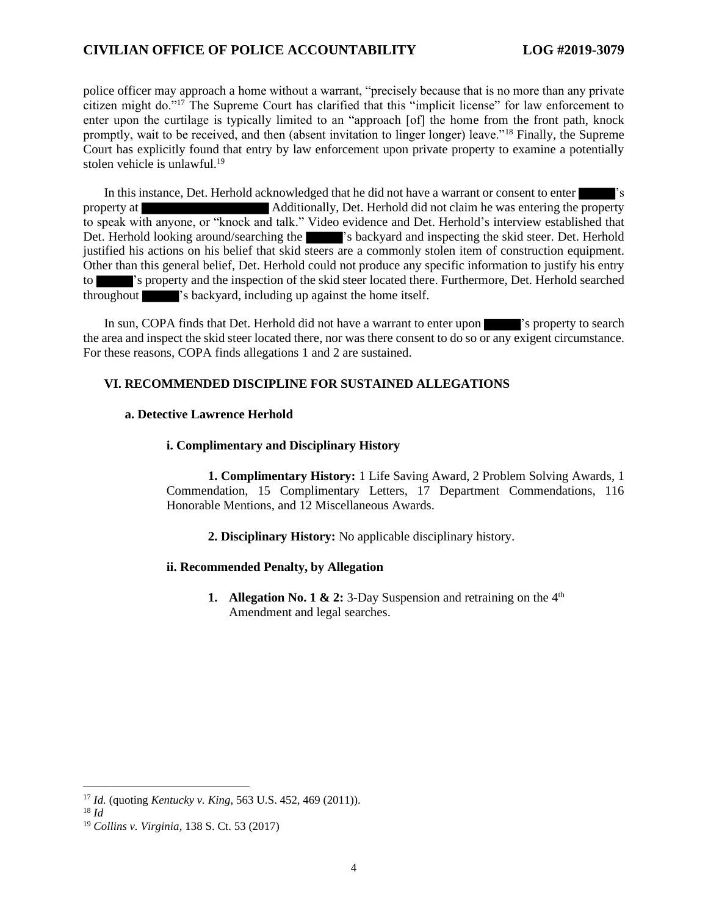police officer may approach a home without a warrant, "precisely because that is no more than any private citizen might do."[17] The Supreme Court has clarified that this "implicit license" for law enforcement to enter upon the curtilage is typically limited to an "approach [of] the home from the front path, knock promptly, wait to be received, and then (absent invitation to linger longer) leave."[18] Finally, the Supreme Court has explicitly found that entry by law enforcement upon private property to examine a potentially stolen vehicle is unlawful.[19]

In this instance, Det. Herhold acknowledged that he did not have a warrant or consent to enter ██████'s property at ████████████████ Additionally, Det. Herhold did not claim he was entering the property to speak with anyone, or "knock and talk." Video evidence and Det. Herhold's interview established that Det. Herhold looking around/searching the ██████'s backyard and inspecting the skid steer. Det. Herhold justified his actions on his belief that skid steers are a commonly stolen item of construction equipment. Other than this general belief, Det. Herhold could not produce any specific information to justify his entry to ██████'s property and the inspection of the skid steer located there. Furthermore, Det. Herhold searched throughout ██████'s backyard, including up against the home itself.

In sun, COPA finds that Det. Herhold did not have a warrant to enter upon ██████'s property to search the area and inspect the skid steer located there, nor was there consent to do so or any exigent circumstance. For these reasons, COPA finds allegations 1 and 2 are sustained.

## VI. RECOMMENDED DISCIPLINE FOR SUSTAINED ALLEGATIONS

### a. Detective Lawrence Herhold

#### i. Complimentary and Disciplinary History

**1. Complimentary History:** 1 Life Saving Award, 2 Problem Solving Awards, 1 Commendation, 15 Complimentary Letters, 17 Department Commendations, 116 Honorable Mentions, and 12 Miscellaneous Awards.

**2. Disciplinary History:** No applicable disciplinary history.

#### ii. Recommended Penalty, by Allegation

1. **Allegation No. 1 & 2:** 3-Day Suspension and retraining on the 4th Amendment and legal searches.

---

[17] *Id.* (quoting *Kentucky v. King*, 563 U.S. 452, 469 (2011)).

[18] *Id*

[19] *Collins v. Virginia*, 138 S. Ct. 53 (2017)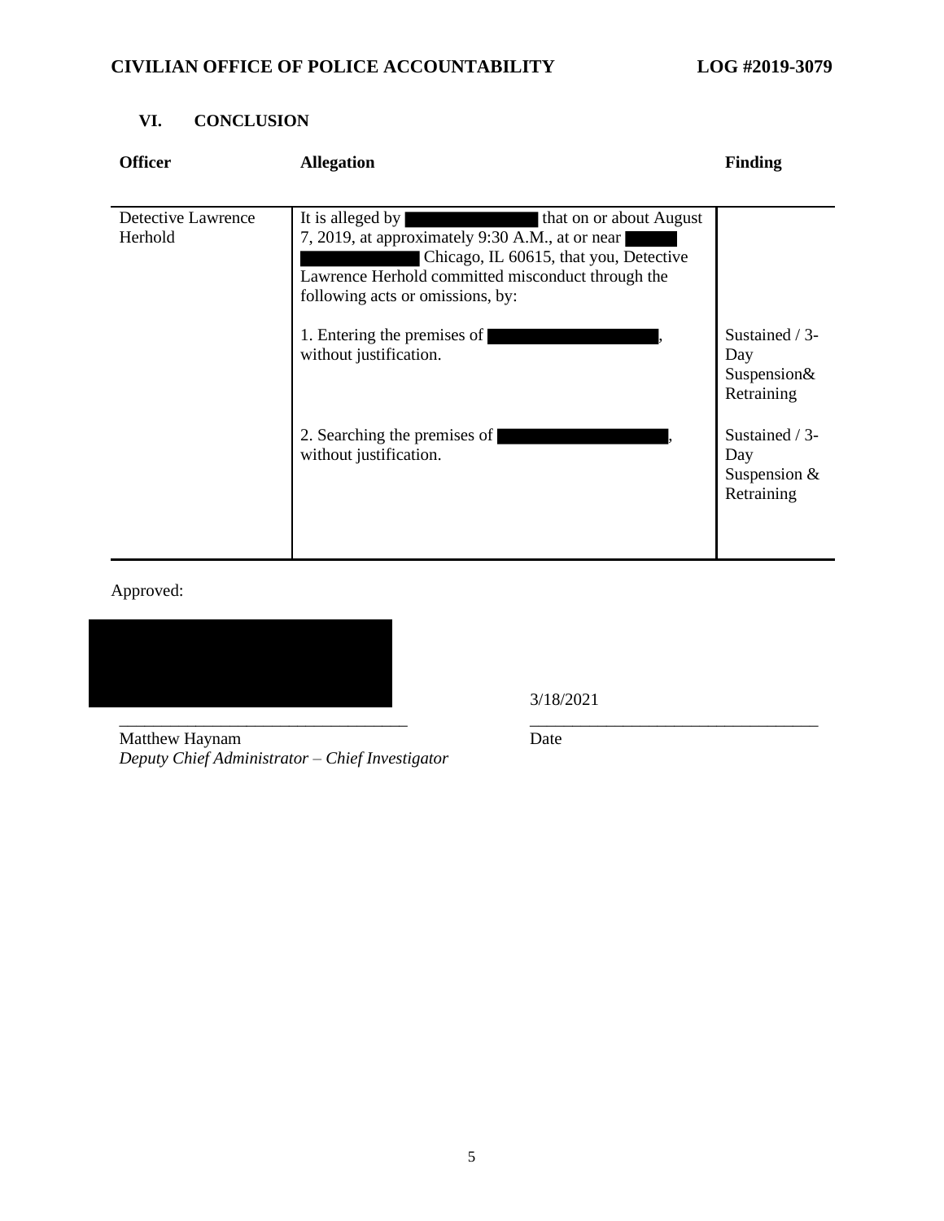## VI. CONCLUSION

| Officer | Allegation | Finding |
|---|---|---|
| Detective Lawrence Herhold | It is alleged by ██████ that on or about August 7, 2019, at approximately 9:30 A.M., at or near ██████ Chicago, IL 60615, that you, Detective Lawrence Herhold committed misconduct through the following acts or omissions, by: | |
| | 1. Entering the premises of ██████, without justification. | Sustained / 3-Day Suspension& Retraining |
| | 2. Searching the premises of ██████, without justification. | Sustained / 3-Day Suspension & Retraining |

Approved:

██████

\_\_\_\_\_\_\_\_\_\_\_\_\_\_\_\_\_\_\_\_\_\_\_\_\_\_\_\_\_\_\_\_\_\_
Matthew Haynam
*Deputy Chief Administrator – Chief Investigator*

3/18/2021
\_\_\_\_\_\_\_\_\_\_\_\_\_\_\_\_\_\_\_\_\_\_\_\_\_\_\_\_\_\_\_\_\_\_
Date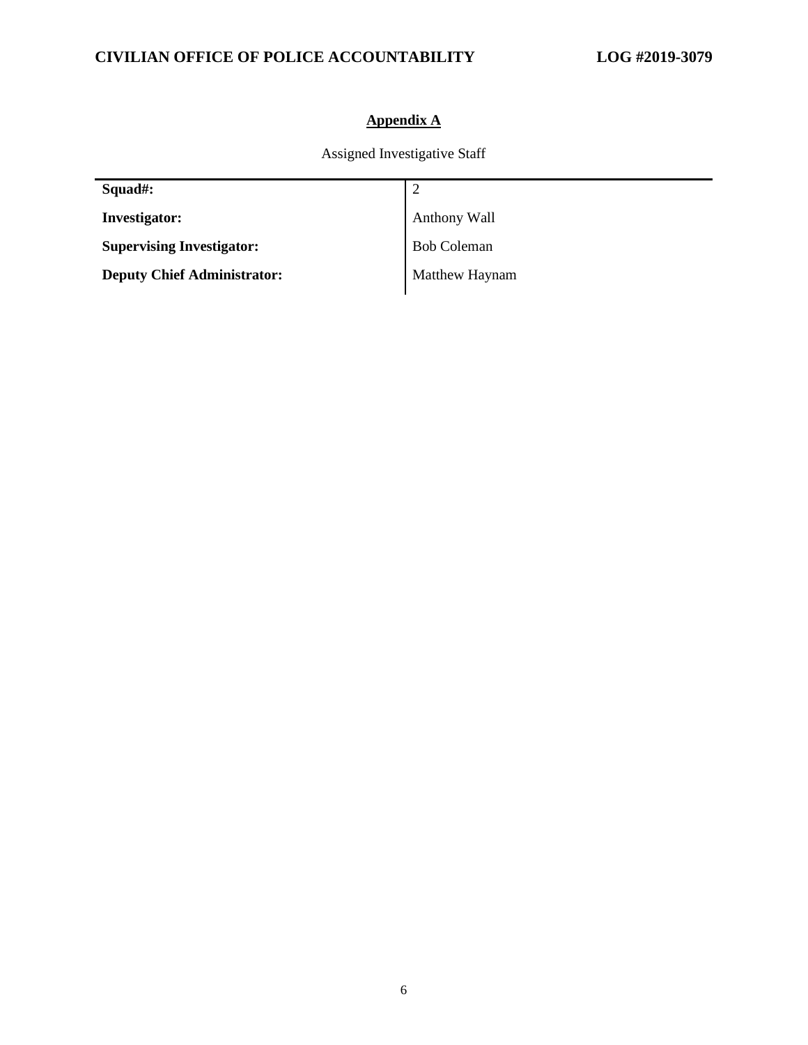## Appendix A

Assigned Investigative Staff

| | |
|---|---|
| **Squad#:** | 2 |
| **Investigator:** | Anthony Wall |
| **Supervising Investigator:** | Bob Coleman |
| **Deputy Chief Administrator:** | Matthew Haynam |